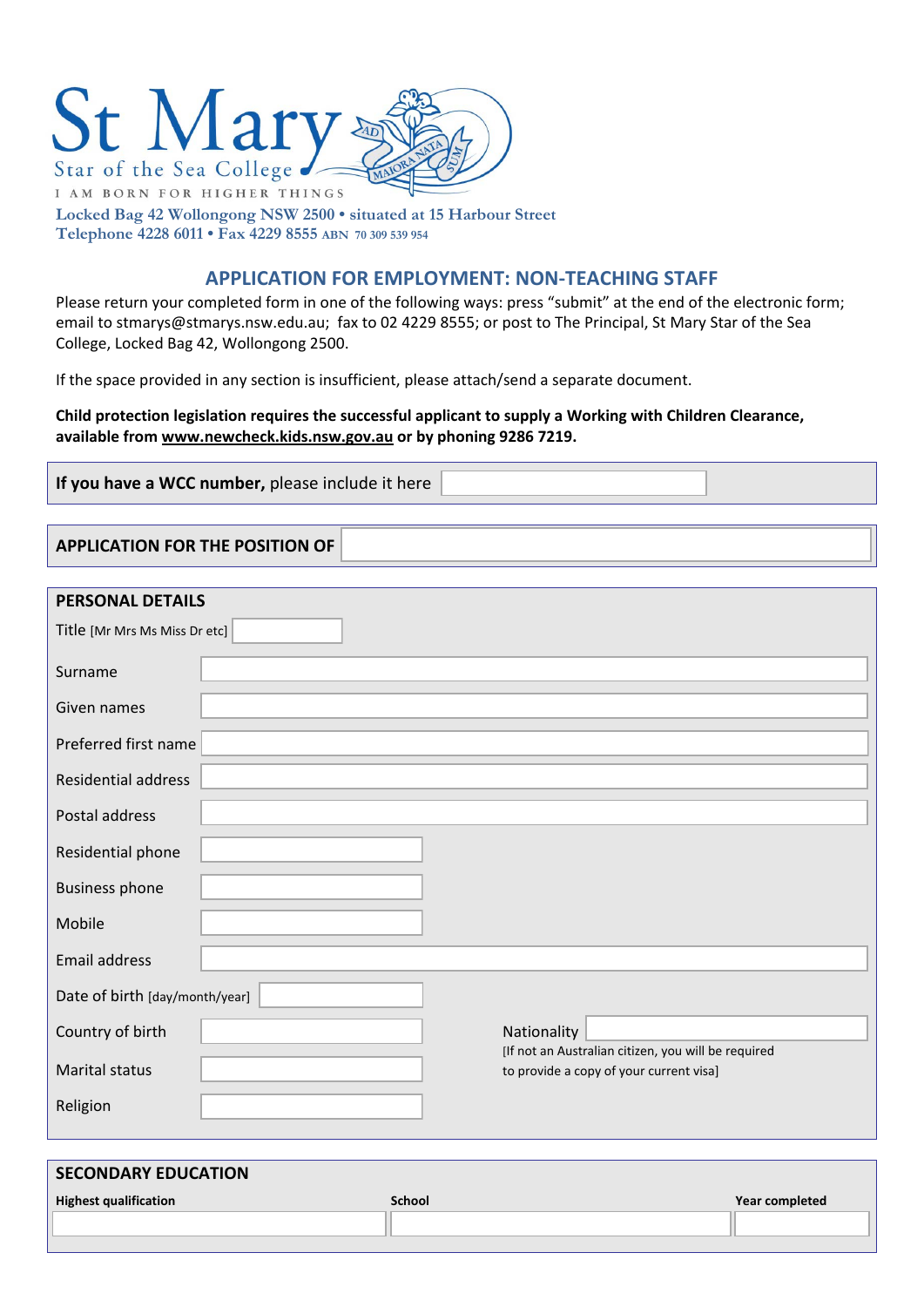# St Mary Star of the Sea College

I AM BORN FOR HIGHER THINGS

Locked Bag 42 Wollongong NSW 2500 • situated at 15 Harbour Street
Telephone 4228 6011 • Fax 4229 8555 ABN 70 309 539 954

## APPLICATION FOR EMPLOYMENT: NON-TEACHING STAFF

Please return your completed form in one of the following ways: press “submit” at the end of the electronic form; email to stmarys@stmarys.nsw.edu.au; fax to 02 4229 8555; or post to The Principal, St Mary Star of the Sea College, Locked Bag 42, Wollongong 2500.

If the space provided in any section is insufficient, please attach/send a separate document.

**Child protection legislation requires the successful applicant to supply a Working with Children Clearance, available from www.newcheck.kids.nsw.gov.au or by phoning 9286 7219.**

**If you have a WCC number,** please include it here

**APPLICATION FOR THE POSITION OF**

### PERSONAL DETAILS

Title [Mr Mrs Ms Miss Dr etc]

Surname

Given names

Preferred first name

Residential address

Postal address

Residential phone

Business phone

Mobile

Email address

Date of birth [day/month/year]

Country of birth

Nationality
[If not an Australian citizen, you will be required to provide a copy of your current visa]

Marital status

Religion

### SECONDARY EDUCATION

| Highest qualification | School | Year completed |
|---|---|---|
| | | |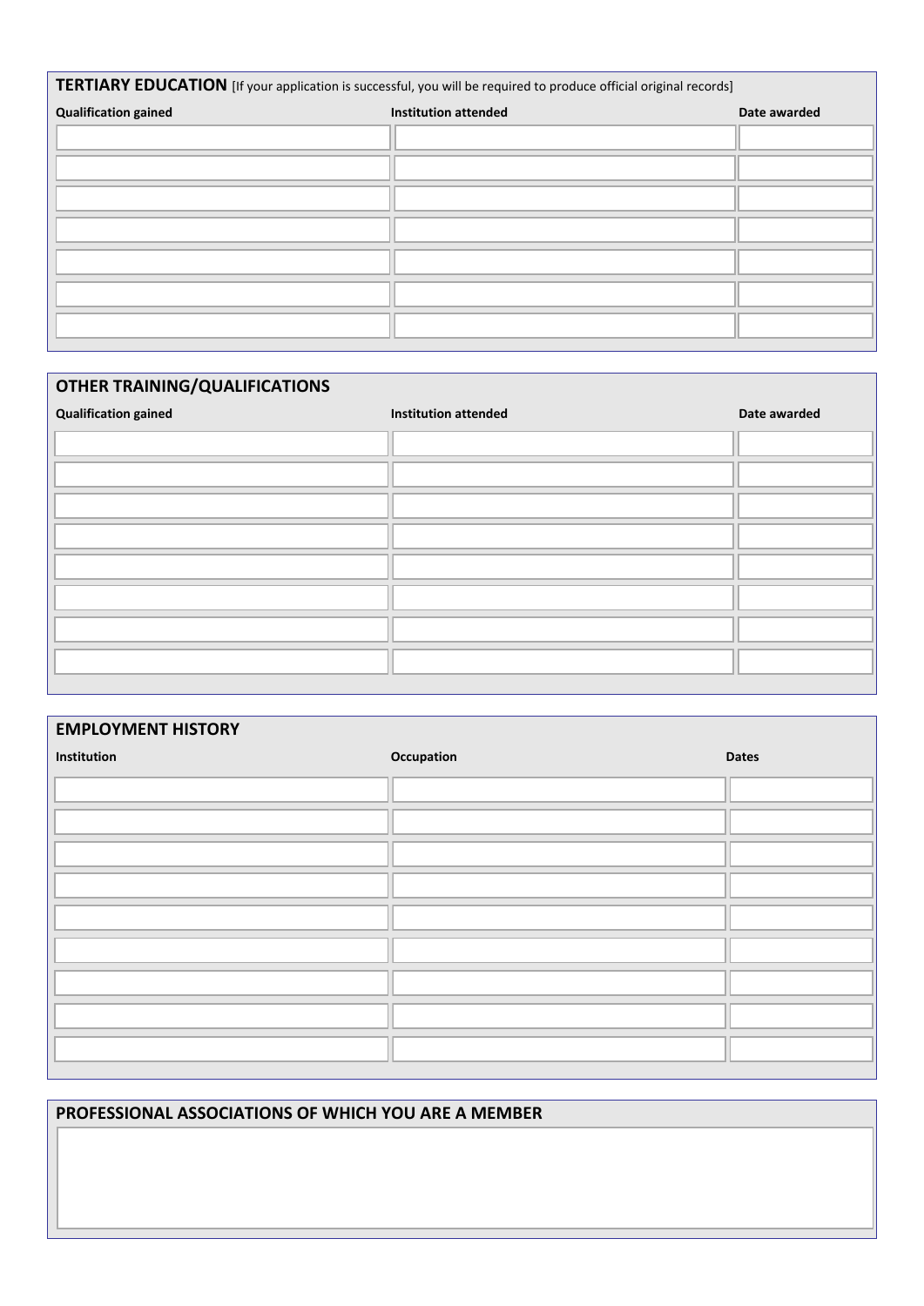## TERTIARY EDUCATION [If your application is successful, you will be required to produce official original records]

| Qualification gained | Institution attended | Date awarded |
| --- | --- | --- |
| | | |
| | | |
| | | |
| | | |
| | | |
| | | |
| | | |

## OTHER TRAINING/QUALIFICATIONS

| Qualification gained | Institution attended | Date awarded |
| --- | --- | --- |
| | | |
| | | |
| | | |
| | | |
| | | |
| | | |
| | | |
| | | |

## EMPLOYMENT HISTORY

| Institution | Occupation | Dates |
| --- | --- | --- |
| | | |
| | | |
| | | |
| | | |
| | | |
| | | |
| | | |
| | | |
| | | |

## PROFESSIONAL ASSOCIATIONS OF WHICH YOU ARE A MEMBER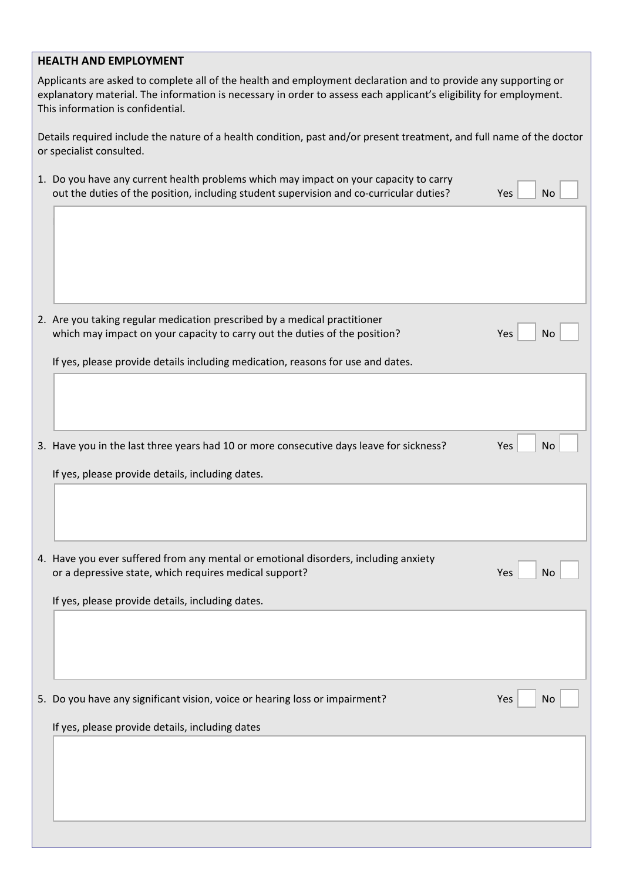## HEALTH AND EMPLOYMENT

Applicants are asked to complete all of the health and employment declaration and to provide any supporting or explanatory material. The information is necessary in order to assess each applicant's eligibility for employment. This information is confidential.

Details required include the nature of a health condition, past and/or present treatment, and full name of the doctor or specialist consulted.

1. Do you have any current health problems which may impact on your capacity to carry out the duties of the position, including student supervision and co-curricular duties? Yes ☐ No ☐

2. Are you taking regular medication prescribed by a medical practitioner which may impact on your capacity to carry out the duties of the position? Yes ☐ No ☐

   If yes, please provide details including medication, reasons for use and dates.

3. Have you in the last three years had 10 or more consecutive days leave for sickness? Yes ☐ No ☐

   If yes, please provide details, including dates.

4. Have you ever suffered from any mental or emotional disorders, including anxiety or a depressive state, which requires medical support? Yes ☐ No ☐

   If yes, please provide details, including dates.

5. Do you have any significant vision, voice or hearing loss or impairment? Yes ☐ No ☐

   If yes, please provide details, including dates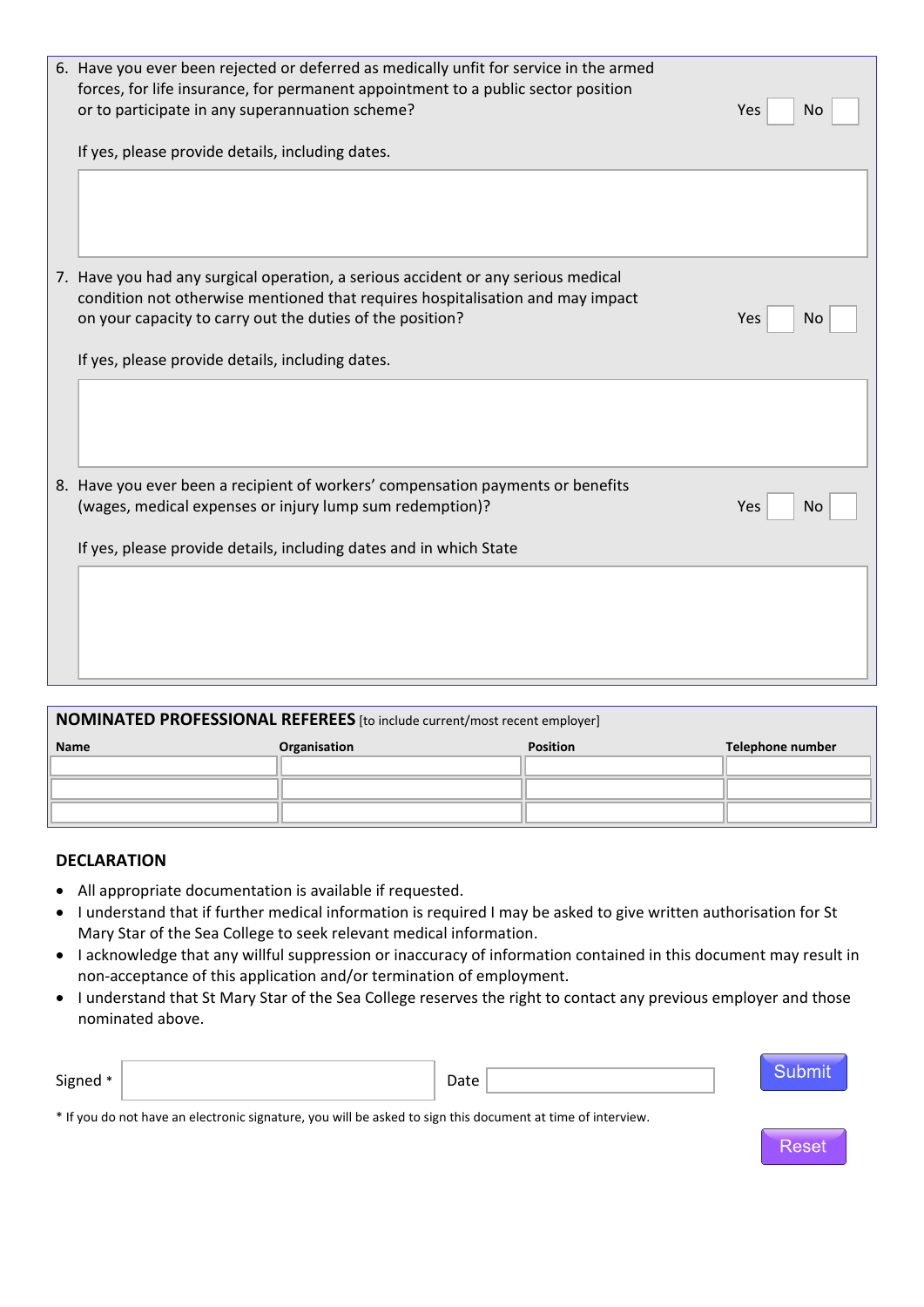6. Have you ever been rejected or deferred as medically unfit for service in the armed forces, for life insurance, for permanent appointment to a public sector position or to participate in any superannuation scheme? Yes ☐ No ☐

   If yes, please provide details, including dates.

7. Have you had any surgical operation, a serious accident or any serious medical condition not otherwise mentioned that requires hospitalisation and may impact on your capacity to carry out the duties of the position? Yes ☐ No ☐

   If yes, please provide details, including dates.

8. Have you ever been a recipient of workers' compensation payments or benefits (wages, medical expenses or injury lump sum redemption)? Yes ☐ No ☐

   If yes, please provide details, including dates and in which State

## NOMINATED PROFESSIONAL REFEREES [to include current/most recent employer]

| Name | Organisation | Position | Telephone number |
|---|---|---|---|
| | | | |
| | | | |
| | | | |

## DECLARATION

- All appropriate documentation is available if requested.
- I understand that if further medical information is required I may be asked to give written authorisation for St Mary Star of the Sea College to seek relevant medical information.
- I acknowledge that any willful suppression or inaccuracy of information contained in this document may result in non-acceptance of this application and/or termination of employment.
- I understand that St Mary Star of the Sea College reserves the right to contact any previous employer and those nominated above.

Signed * Date

Submit

* If you do not have an electronic signature, you will be asked to sign this document at time of interview.

Reset